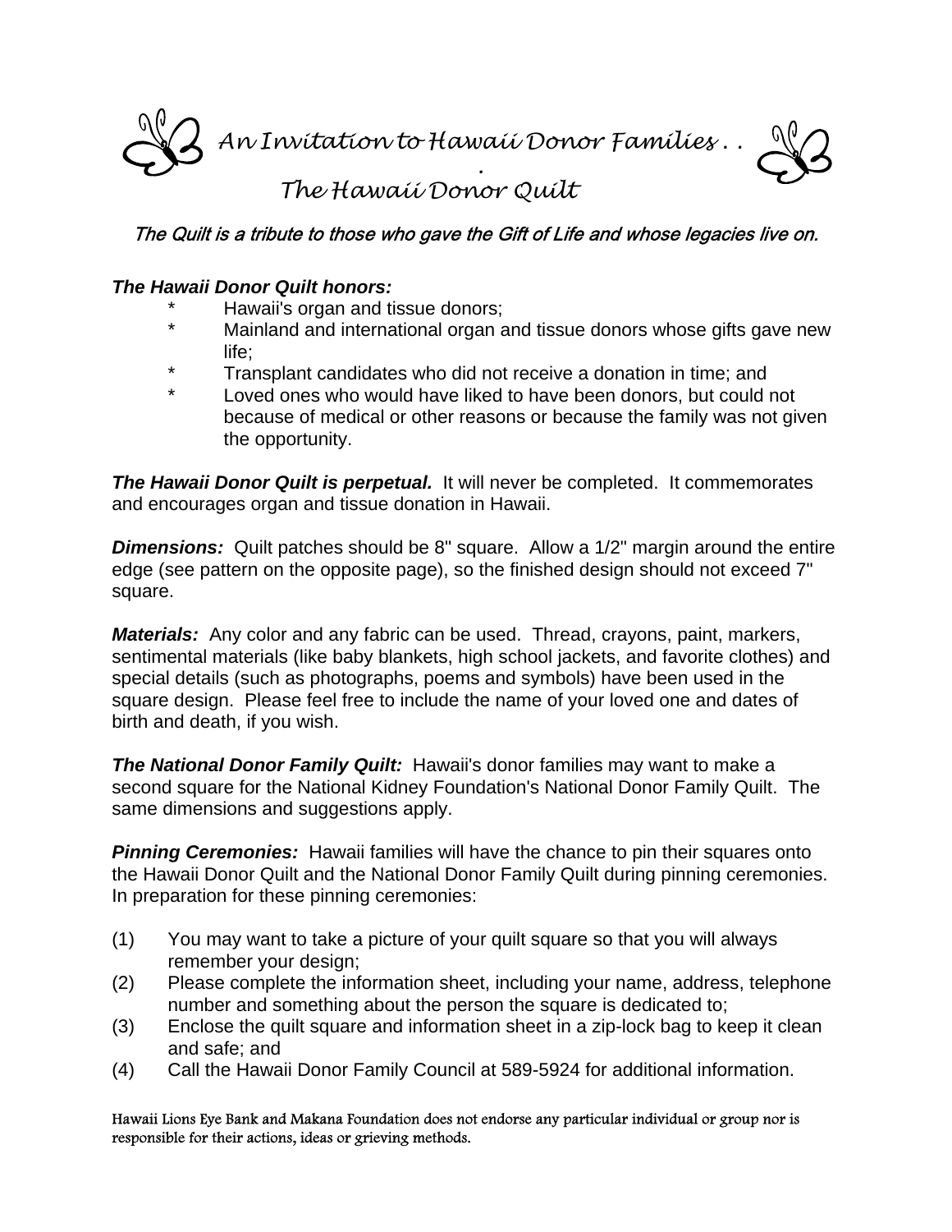# An Invitation to Hawaii Donor Families . . .

# The Hawaii Donor Quilt

*The Quilt is a tribute to those who gave the Gift of Life and whose legacies live on.*

***The Hawaii Donor Quilt honors:***

* Hawaii's organ and tissue donors;
* Mainland and international organ and tissue donors whose gifts gave new life;
* Transplant candidates who did not receive a donation in time; and
* Loved ones who would have liked to have been donors, but could not because of medical or other reasons or because the family was not given the opportunity.

***The Hawaii Donor Quilt is perpetual.*** It will never be completed. It commemorates and encourages organ and tissue donation in Hawaii.

***Dimensions:*** Quilt patches should be 8" square. Allow a 1/2" margin around the entire edge (see pattern on the opposite page), so the finished design should not exceed 7" square.

***Materials:*** Any color and any fabric can be used. Thread, crayons, paint, markers, sentimental materials (like baby blankets, high school jackets, and favorite clothes) and special details (such as photographs, poems and symbols) have been used in the square design. Please feel free to include the name of your loved one and dates of birth and death, if you wish.

***The National Donor Family Quilt:*** Hawaii's donor families may want to make a second square for the National Kidney Foundation's National Donor Family Quilt. The same dimensions and suggestions apply.

***Pinning Ceremonies:*** Hawaii families will have the chance to pin their squares onto the Hawaii Donor Quilt and the National Donor Family Quilt during pinning ceremonies. In preparation for these pinning ceremonies:

(1) You may want to take a picture of your quilt square so that you will always remember your design;
(2) Please complete the information sheet, including your name, address, telephone number and something about the person the square is dedicated to;
(3) Enclose the quilt square and information sheet in a zip-lock bag to keep it clean and safe; and
(4) Call the Hawaii Donor Family Council at 589-5924 for additional information.

Hawaii Lions Eye Bank and Makana Foundation does not endorse any particular individual or group nor is responsible for their actions, ideas or grieving methods.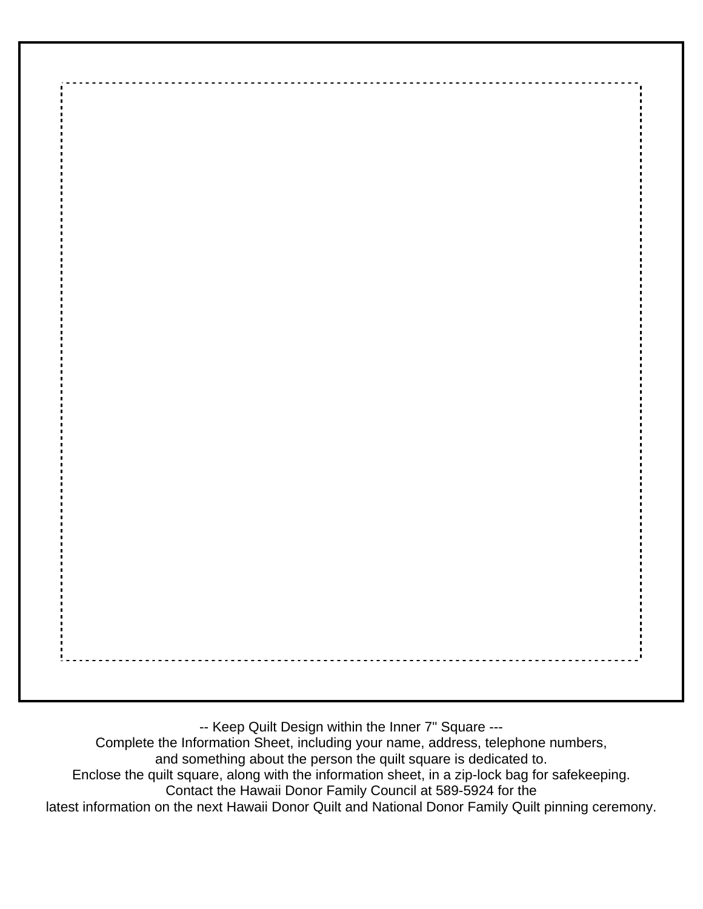-- Keep Quilt Design within the Inner 7" Square ---

Complete the Information Sheet, including your name, address, telephone numbers, and something about the person the quilt square is dedicated to.

Enclose the quilt square, along with the information sheet, in a zip-lock bag for safekeeping.

Contact the Hawaii Donor Family Council at 589-5924 for the latest information on the next Hawaii Donor Quilt and National Donor Family Quilt pinning ceremony.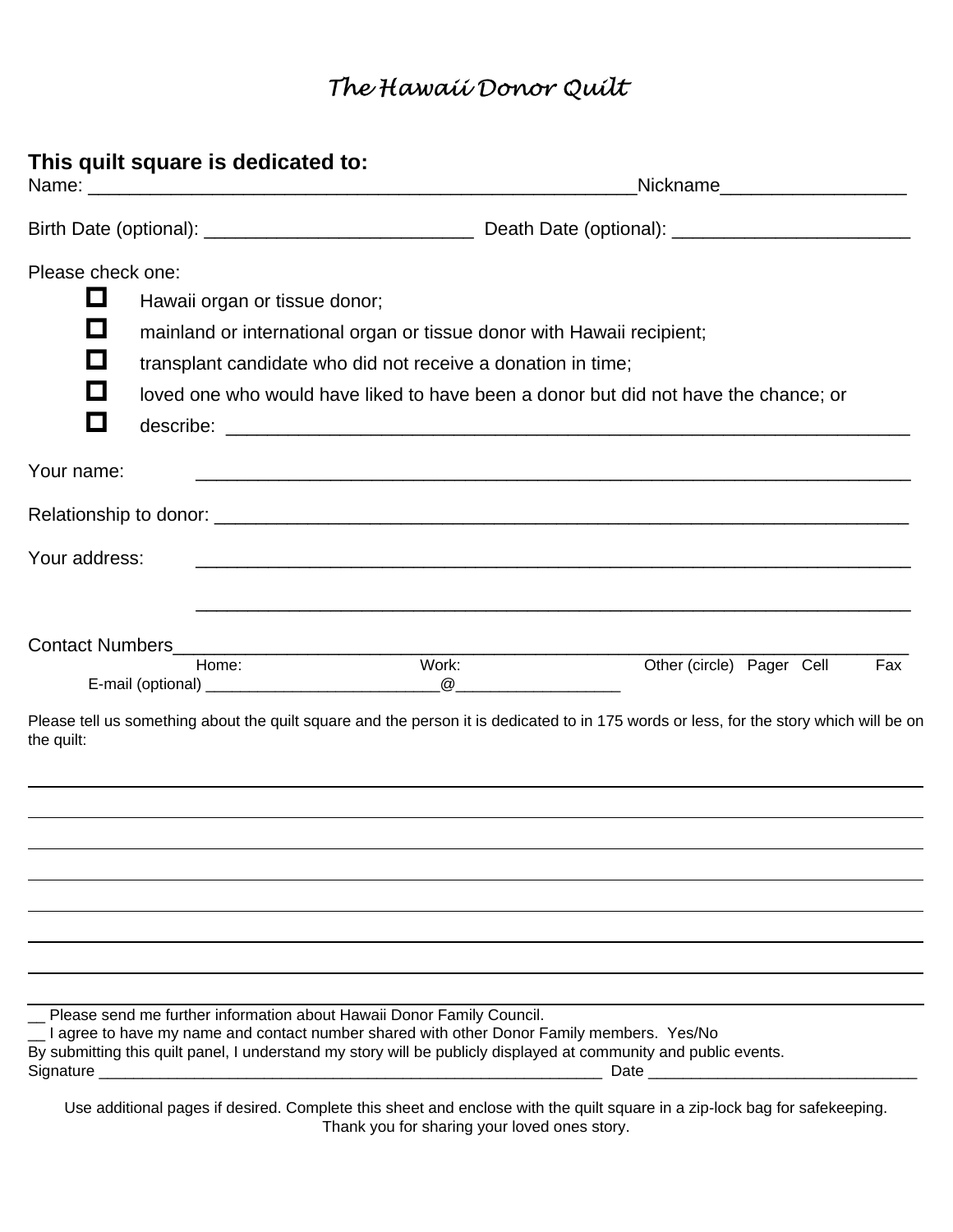# *The Hawaii Donor Quilt*

**This quilt square is dedicated to:**

Name: ______________________________________________________Nickname_________________

Birth Date (optional): _________________________ Death Date (optional): ______________________

Please check one:

- ☐ Hawaii organ or tissue donor;
- ☐ mainland or international organ or tissue donor with Hawaii recipient;
- ☐ transplant candidate who did not receive a donation in time;
- ☐ loved one who would have liked to have been a donor but did not have the chance; or
- ☐ describe: ________________________________________________________________

Your name: ______________________________________________________________________

Relationship to donor: ______________________________________________________________

Your address: ____________________________________________________________________

____________________________________________________________________

Contact Numbers__________________________________________________________________

Home: Work: Other (circle) Pager Cell Fax

E-mail (optional) ___________________________@___________________

Please tell us something about the quilt square and the person it is dedicated to in 175 words or less, for the story which will be on the quilt:

______________________________________________________________________________

______________________________________________________________________________

______________________________________________________________________________

______________________________________________________________________________

______________________________________________________________________________

______________________________________________________________________________

______________________________________________________________________________

______________________________________________________________________________

__ Please send me further information about Hawaii Donor Family Council.

__ I agree to have my name and contact number shared with other Donor Family members. Yes/No

By submitting this quilt panel, I understand my story will be publicly displayed at community and public events.

Signature ____________________________________________________________ Date ______________________________

Use additional pages if desired. Complete this sheet and enclose with the quilt square in a zip-lock bag for safekeeping.
Thank you for sharing your loved ones story.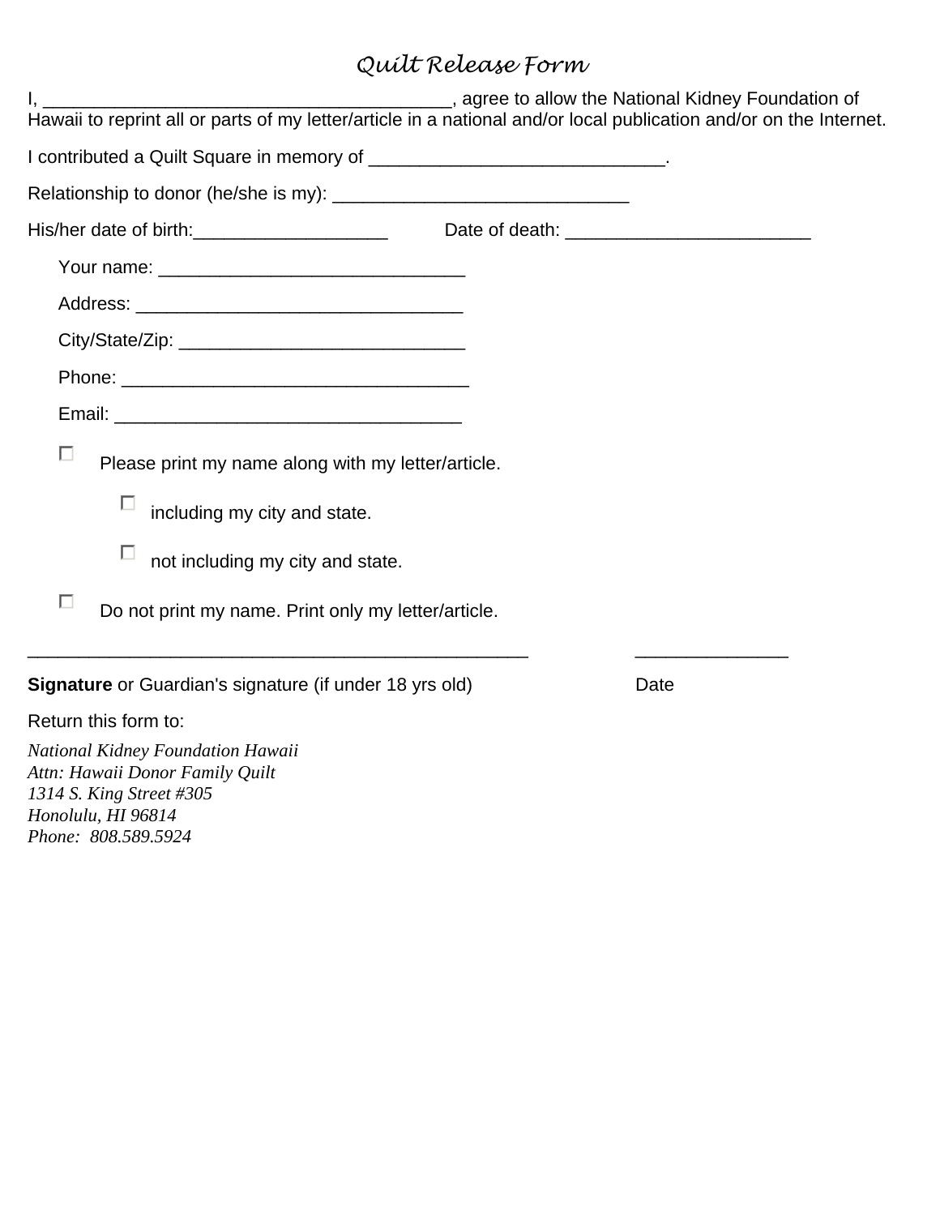# *Quilt Release Form*

I, ________________________________________, agree to allow the National Kidney Foundation of Hawaii to reprint all or parts of my letter/article in a national and/or local publication and/or on the Internet.

I contributed a Quilt Square in memory of _____________________________.

Relationship to donor (he/she is my): _____________________________

His/her date of birth:___________________ Date of death: ________________________

Your name: ______________________________

Address: ________________________________

City/State/Zip: ____________________________

Phone: _________________________________

Email: __________________________________

- ☐ Please print my name along with my letter/article.
  - ☐ including my city and state.
  - ☐ not including my city and state.
- ☐ Do not print my name. Print only my letter/article.

_________________________________________________ _______________

**Signature** or Guardian's signature (if under 18 yrs old) Date

Return this form to:

*National Kidney Foundation Hawaii*
*Attn: Hawaii Donor Family Quilt*
*1314 S. King Street #305*
*Honolulu, HI 96814*
*Phone: 808.589.5924*